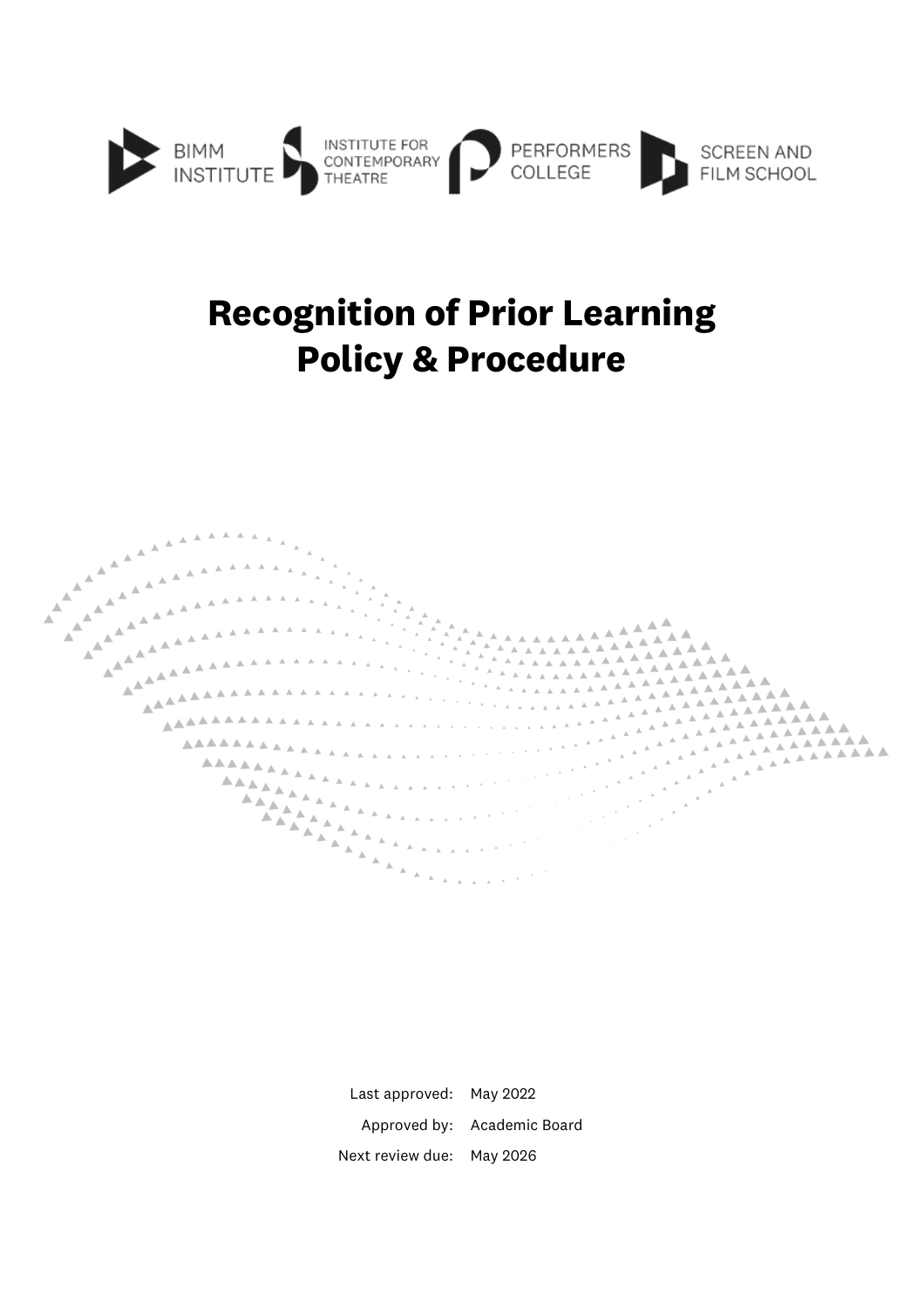BIMM INSTITUTE | INSTITUTE FOR CONTEMPORARY THEATRE | PERFORMERS COLLEGE | SCREEN AND FILM SCHOOL

# Recognition of Prior Learning Policy & Procedure

| | |
|---|---|
| Last approved: | May 2022 |
| Approved by: | Academic Board |
| Next review due: | May 2026 |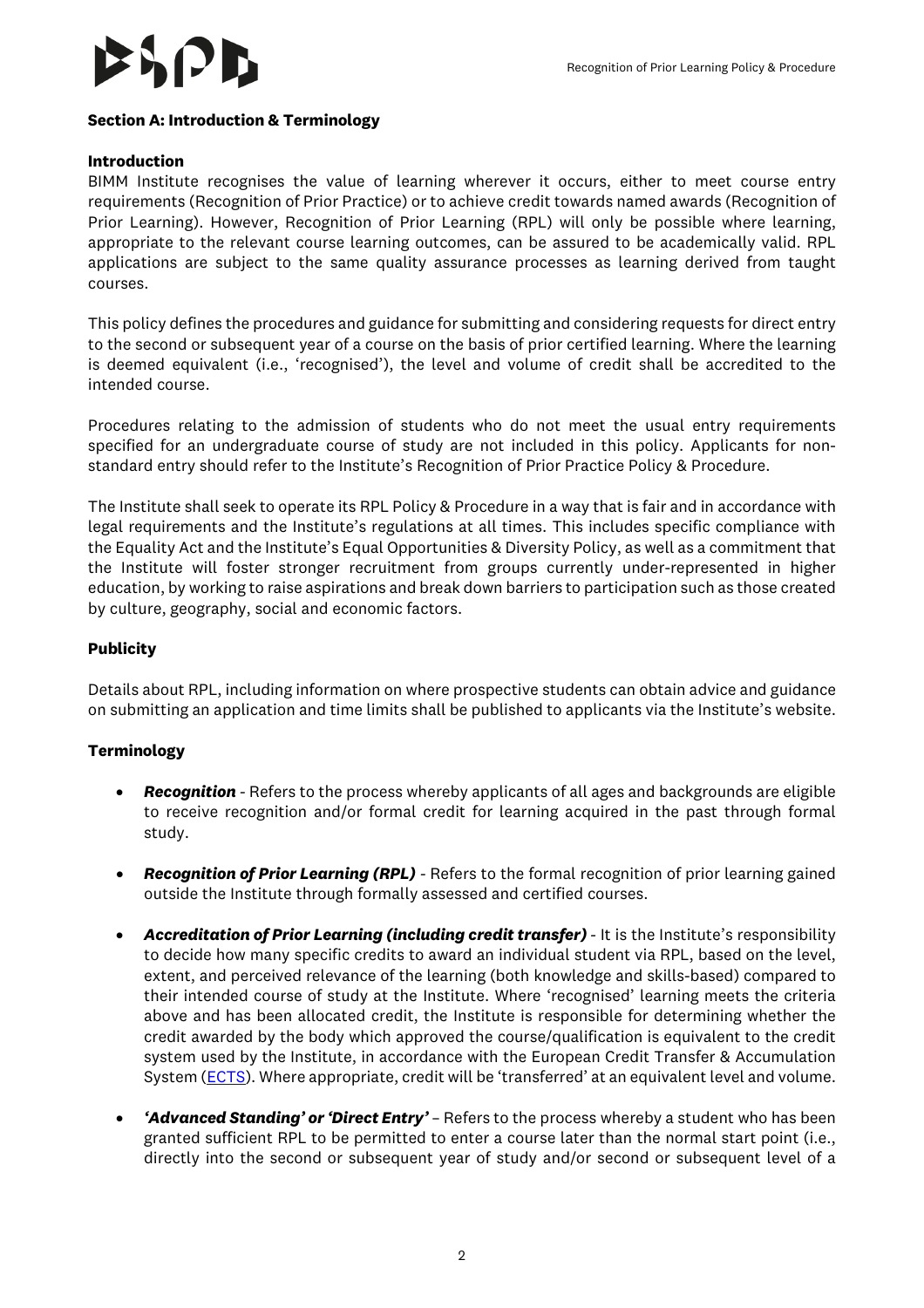## Section A: Introduction & Terminology

### Introduction

BIMM Institute recognises the value of learning wherever it occurs, either to meet course entry requirements (Recognition of Prior Practice) or to achieve credit towards named awards (Recognition of Prior Learning). However, Recognition of Prior Learning (RPL) will only be possible where learning, appropriate to the relevant course learning outcomes, can be assured to be academically valid. RPL applications are subject to the same quality assurance processes as learning derived from taught courses.

This policy defines the procedures and guidance for submitting and considering requests for direct entry to the second or subsequent year of a course on the basis of prior certified learning. Where the learning is deemed equivalent (i.e., 'recognised'), the level and volume of credit shall be accredited to the intended course.

Procedures relating to the admission of students who do not meet the usual entry requirements specified for an undergraduate course of study are not included in this policy. Applicants for non-standard entry should refer to the Institute's Recognition of Prior Practice Policy & Procedure.

The Institute shall seek to operate its RPL Policy & Procedure in a way that is fair and in accordance with legal requirements and the Institute's regulations at all times. This includes specific compliance with the Equality Act and the Institute's Equal Opportunities & Diversity Policy, as well as a commitment that the Institute will foster stronger recruitment from groups currently under-represented in higher education, by working to raise aspirations and break down barriers to participation such as those created by culture, geography, social and economic factors.

### Publicity

Details about RPL, including information on where prospective students can obtain advice and guidance on submitting an application and time limits shall be published to applicants via the Institute's website.

### Terminology

- ***Recognition*** - Refers to the process whereby applicants of all ages and backgrounds are eligible to receive recognition and/or formal credit for learning acquired in the past through formal study.
- ***Recognition of Prior Learning (RPL)*** - Refers to the formal recognition of prior learning gained outside the Institute through formally assessed and certified courses.
- ***Accreditation of Prior Learning (including credit transfer)*** - It is the Institute's responsibility to decide how many specific credits to award an individual student via RPL, based on the level, extent, and perceived relevance of the learning (both knowledge and skills-based) compared to their intended course of study at the Institute. Where 'recognised' learning meets the criteria above and has been allocated credit, the Institute is responsible for determining whether the credit awarded by the body which approved the course/qualification is equivalent to the credit system used by the Institute, in accordance with the European Credit Transfer & Accumulation System (ECTS). Where appropriate, credit will be 'transferred' at an equivalent level and volume.
- ***'Advanced Standing' or 'Direct Entry'*** – Refers to the process whereby a student who has been granted sufficient RPL to be permitted to enter a course later than the normal start point (i.e., directly into the second or subsequent year of study and/or second or subsequent level of a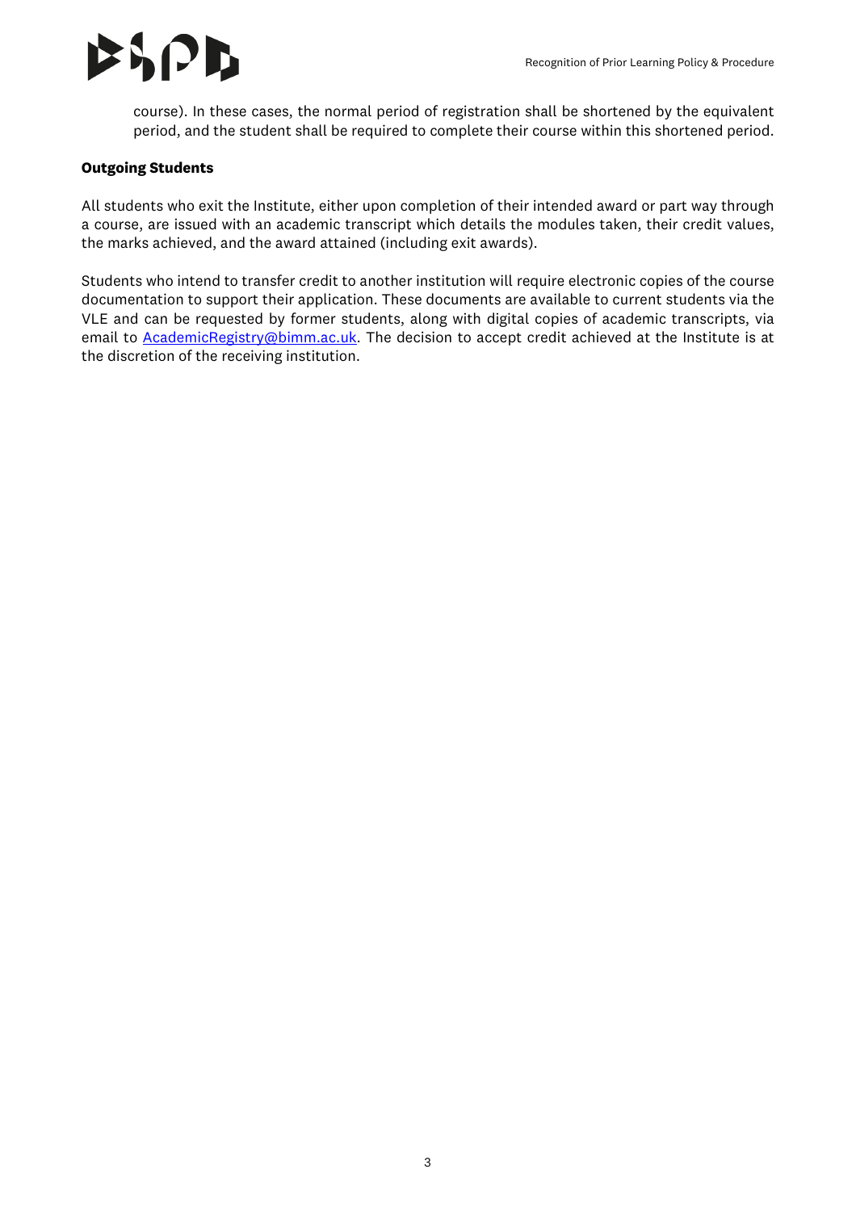course). In these cases, the normal period of registration shall be shortened by the equivalent period, and the student shall be required to complete their course within this shortened period.

**Outgoing Students**

All students who exit the Institute, either upon completion of their intended award or part way through a course, are issued with an academic transcript which details the modules taken, their credit values, the marks achieved, and the award attained (including exit awards).

Students who intend to transfer credit to another institution will require electronic copies of the course documentation to support their application. These documents are available to current students via the VLE and can be requested by former students, along with digital copies of academic transcripts, via email to AcademicRegistry@bimm.ac.uk. The decision to accept credit achieved at the Institute is at the discretion of the receiving institution.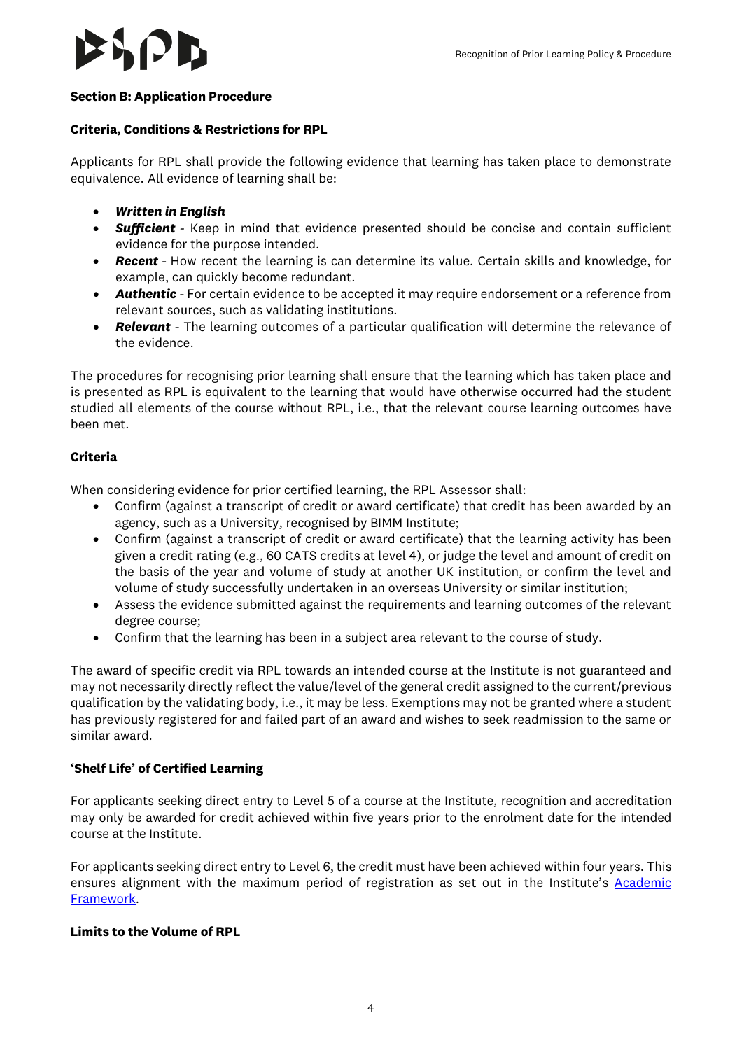**Section B: Application Procedure**

**Criteria, Conditions & Restrictions for RPL**

Applicants for RPL shall provide the following evidence that learning has taken place to demonstrate equivalence. All evidence of learning shall be:

- ***Written in English***
- ***Sufficient*** - Keep in mind that evidence presented should be concise and contain sufficient evidence for the purpose intended.
- ***Recent*** - How recent the learning is can determine its value. Certain skills and knowledge, for example, can quickly become redundant.
- ***Authentic*** - For certain evidence to be accepted it may require endorsement or a reference from relevant sources, such as validating institutions.
- ***Relevant*** - The learning outcomes of a particular qualification will determine the relevance of the evidence.

The procedures for recognising prior learning shall ensure that the learning which has taken place and is presented as RPL is equivalent to the learning that would have otherwise occurred had the student studied all elements of the course without RPL, i.e., that the relevant course learning outcomes have been met.

**Criteria**

When considering evidence for prior certified learning, the RPL Assessor shall:

- Confirm (against a transcript of credit or award certificate) that credit has been awarded by an agency, such as a University, recognised by BIMM Institute;
- Confirm (against a transcript of credit or award certificate) that the learning activity has been given a credit rating (e.g., 60 CATS credits at level 4), or judge the level and amount of credit on the basis of the year and volume of study at another UK institution, or confirm the level and volume of study successfully undertaken in an overseas University or similar institution;
- Assess the evidence submitted against the requirements and learning outcomes of the relevant degree course;
- Confirm that the learning has been in a subject area relevant to the course of study.

The award of specific credit via RPL towards an intended course at the Institute is not guaranteed and may not necessarily directly reflect the value/level of the general credit assigned to the current/previous qualification by the validating body, i.e., it may be less. Exemptions may not be granted where a student has previously registered for and failed part of an award and wishes to seek readmission to the same or similar award.

**'Shelf Life' of Certified Learning**

For applicants seeking direct entry to Level 5 of a course at the Institute, recognition and accreditation may only be awarded for credit achieved within five years prior to the enrolment date for the intended course at the Institute.

For applicants seeking direct entry to Level 6, the credit must have been achieved within four years. This ensures alignment with the maximum period of registration as set out in the Institute's Academic Framework.

**Limits to the Volume of RPL**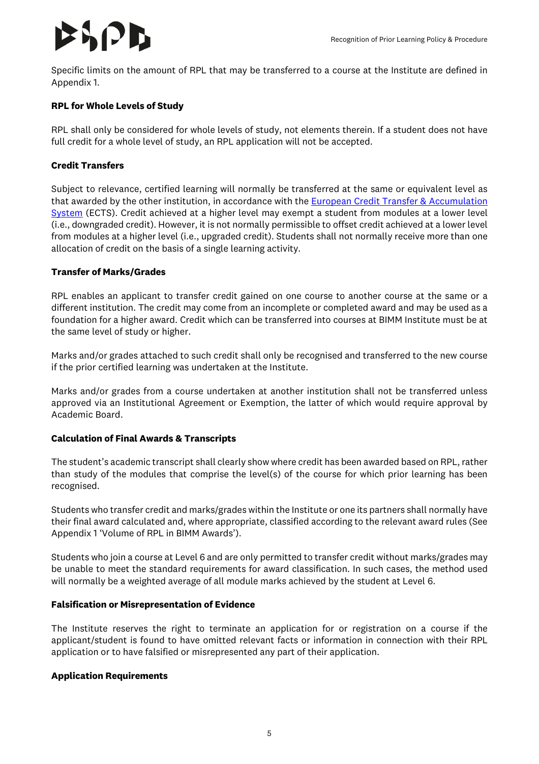Specific limits on the amount of RPL that may be transferred to a course at the Institute are defined in Appendix 1.

**RPL for Whole Levels of Study**

RPL shall only be considered for whole levels of study, not elements therein. If a student does not have full credit for a whole level of study, an RPL application will not be accepted.

**Credit Transfers**

Subject to relevance, certified learning will normally be transferred at the same or equivalent level as that awarded by the other institution, in accordance with the European Credit Transfer & Accumulation System (ECTS). Credit achieved at a higher level may exempt a student from modules at a lower level (i.e., downgraded credit). However, it is not normally permissible to offset credit achieved at a lower level from modules at a higher level (i.e., upgraded credit). Students shall not normally receive more than one allocation of credit on the basis of a single learning activity.

**Transfer of Marks/Grades**

RPL enables an applicant to transfer credit gained on one course to another course at the same or a different institution. The credit may come from an incomplete or completed award and may be used as a foundation for a higher award. Credit which can be transferred into courses at BIMM Institute must be at the same level of study or higher.

Marks and/or grades attached to such credit shall only be recognised and transferred to the new course if the prior certified learning was undertaken at the Institute.

Marks and/or grades from a course undertaken at another institution shall not be transferred unless approved via an Institutional Agreement or Exemption, the latter of which would require approval by Academic Board.

**Calculation of Final Awards & Transcripts**

The student's academic transcript shall clearly show where credit has been awarded based on RPL, rather than study of the modules that comprise the level(s) of the course for which prior learning has been recognised.

Students who transfer credit and marks/grades within the Institute or one its partners shall normally have their final award calculated and, where appropriate, classified according to the relevant award rules (See Appendix 1 'Volume of RPL in BIMM Awards').

Students who join a course at Level 6 and are only permitted to transfer credit without marks/grades may be unable to meet the standard requirements for award classification. In such cases, the method used will normally be a weighted average of all module marks achieved by the student at Level 6.

**Falsification or Misrepresentation of Evidence**

The Institute reserves the right to terminate an application for or registration on a course if the applicant/student is found to have omitted relevant facts or information in connection with their RPL application or to have falsified or misrepresented any part of their application.

**Application Requirements**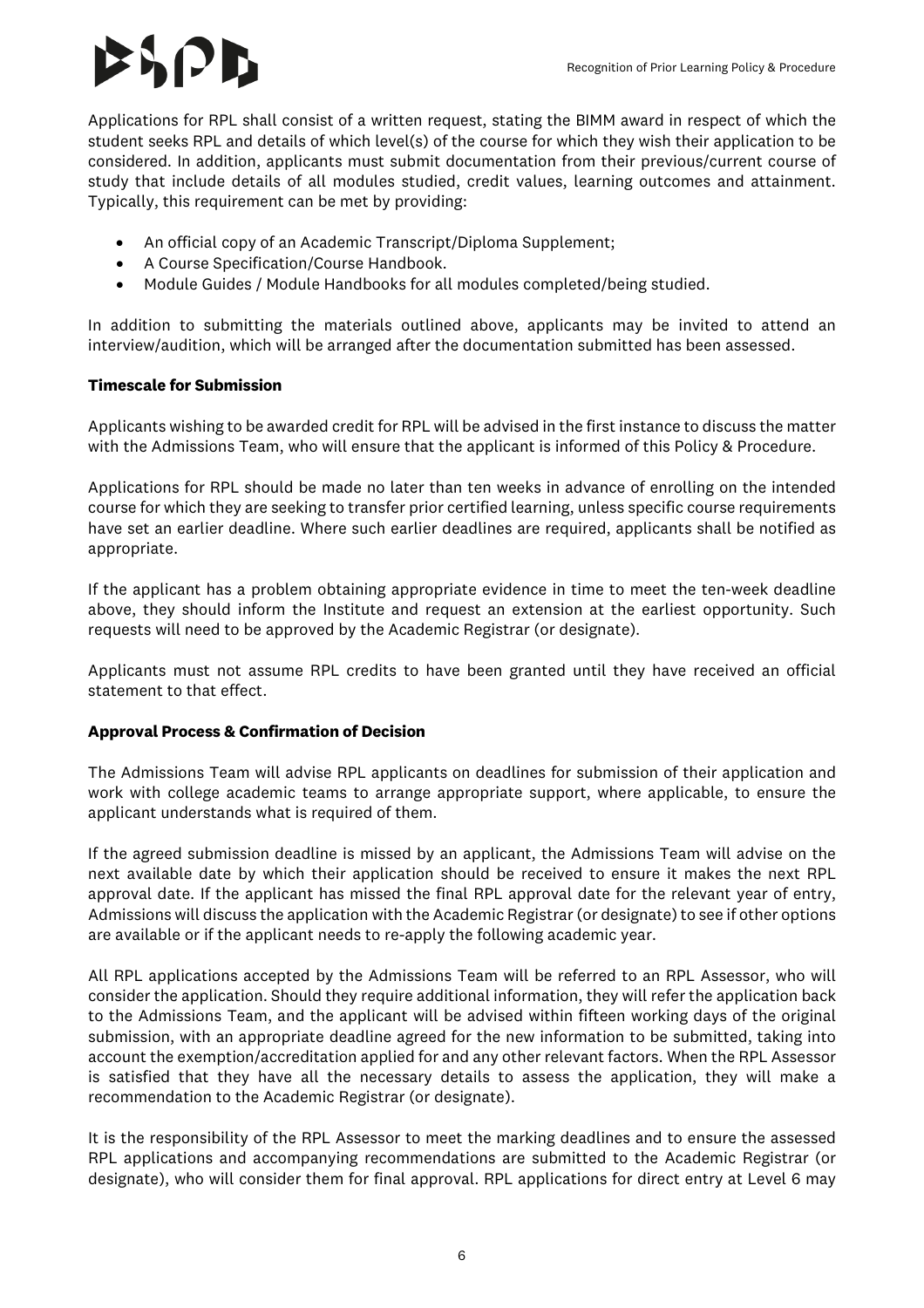Applications for RPL shall consist of a written request, stating the BIMM award in respect of which the student seeks RPL and details of which level(s) of the course for which they wish their application to be considered. In addition, applicants must submit documentation from their previous/current course of study that include details of all modules studied, credit values, learning outcomes and attainment. Typically, this requirement can be met by providing:

- An official copy of an Academic Transcript/Diploma Supplement;
- A Course Specification/Course Handbook.
- Module Guides / Module Handbooks for all modules completed/being studied.

In addition to submitting the materials outlined above, applicants may be invited to attend an interview/audition, which will be arranged after the documentation submitted has been assessed.

**Timescale for Submission**

Applicants wishing to be awarded credit for RPL will be advised in the first instance to discuss the matter with the Admissions Team, who will ensure that the applicant is informed of this Policy & Procedure.

Applications for RPL should be made no later than ten weeks in advance of enrolling on the intended course for which they are seeking to transfer prior certified learning, unless specific course requirements have set an earlier deadline. Where such earlier deadlines are required, applicants shall be notified as appropriate.

If the applicant has a problem obtaining appropriate evidence in time to meet the ten-week deadline above, they should inform the Institute and request an extension at the earliest opportunity. Such requests will need to be approved by the Academic Registrar (or designate).

Applicants must not assume RPL credits to have been granted until they have received an official statement to that effect.

**Approval Process & Confirmation of Decision**

The Admissions Team will advise RPL applicants on deadlines for submission of their application and work with college academic teams to arrange appropriate support, where applicable, to ensure the applicant understands what is required of them.

If the agreed submission deadline is missed by an applicant, the Admissions Team will advise on the next available date by which their application should be received to ensure it makes the next RPL approval date. If the applicant has missed the final RPL approval date for the relevant year of entry, Admissions will discuss the application with the Academic Registrar (or designate) to see if other options are available or if the applicant needs to re-apply the following academic year.

All RPL applications accepted by the Admissions Team will be referred to an RPL Assessor, who will consider the application. Should they require additional information, they will refer the application back to the Admissions Team, and the applicant will be advised within fifteen working days of the original submission, with an appropriate deadline agreed for the new information to be submitted, taking into account the exemption/accreditation applied for and any other relevant factors. When the RPL Assessor is satisfied that they have all the necessary details to assess the application, they will make a recommendation to the Academic Registrar (or designate).

It is the responsibility of the RPL Assessor to meet the marking deadlines and to ensure the assessed RPL applications and accompanying recommendations are submitted to the Academic Registrar (or designate), who will consider them for final approval. RPL applications for direct entry at Level 6 may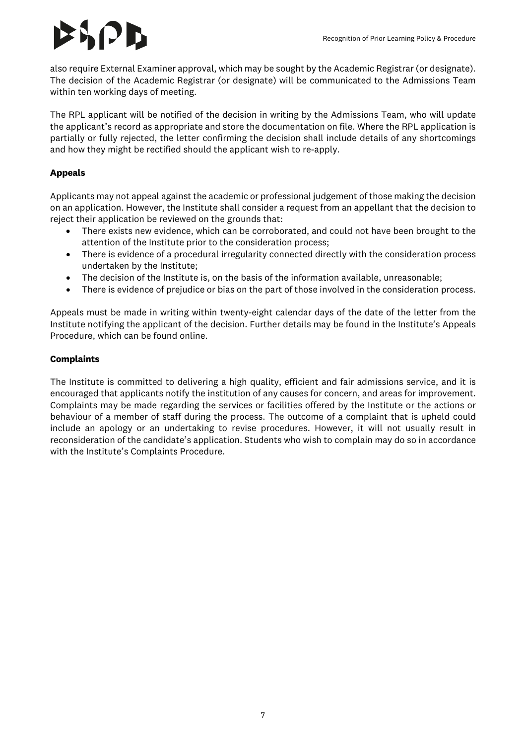also require External Examiner approval, which may be sought by the Academic Registrar (or designate). The decision of the Academic Registrar (or designate) will be communicated to the Admissions Team within ten working days of meeting.

The RPL applicant will be notified of the decision in writing by the Admissions Team, who will update the applicant's record as appropriate and store the documentation on file. Where the RPL application is partially or fully rejected, the letter confirming the decision shall include details of any shortcomings and how they might be rectified should the applicant wish to re-apply.

**Appeals**

Applicants may not appeal against the academic or professional judgement of those making the decision on an application. However, the Institute shall consider a request from an appellant that the decision to reject their application be reviewed on the grounds that:

- There exists new evidence, which can be corroborated, and could not have been brought to the attention of the Institute prior to the consideration process;
- There is evidence of a procedural irregularity connected directly with the consideration process undertaken by the Institute;
- The decision of the Institute is, on the basis of the information available, unreasonable;
- There is evidence of prejudice or bias on the part of those involved in the consideration process.

Appeals must be made in writing within twenty-eight calendar days of the date of the letter from the Institute notifying the applicant of the decision. Further details may be found in the Institute's Appeals Procedure, which can be found online.

**Complaints**

The Institute is committed to delivering a high quality, efficient and fair admissions service, and it is encouraged that applicants notify the institution of any causes for concern, and areas for improvement. Complaints may be made regarding the services or facilities offered by the Institute or the actions or behaviour of a member of staff during the process. The outcome of a complaint that is upheld could include an apology or an undertaking to revise procedures. However, it will not usually result in reconsideration of the candidate's application. Students who wish to complain may do so in accordance with the Institute's Complaints Procedure.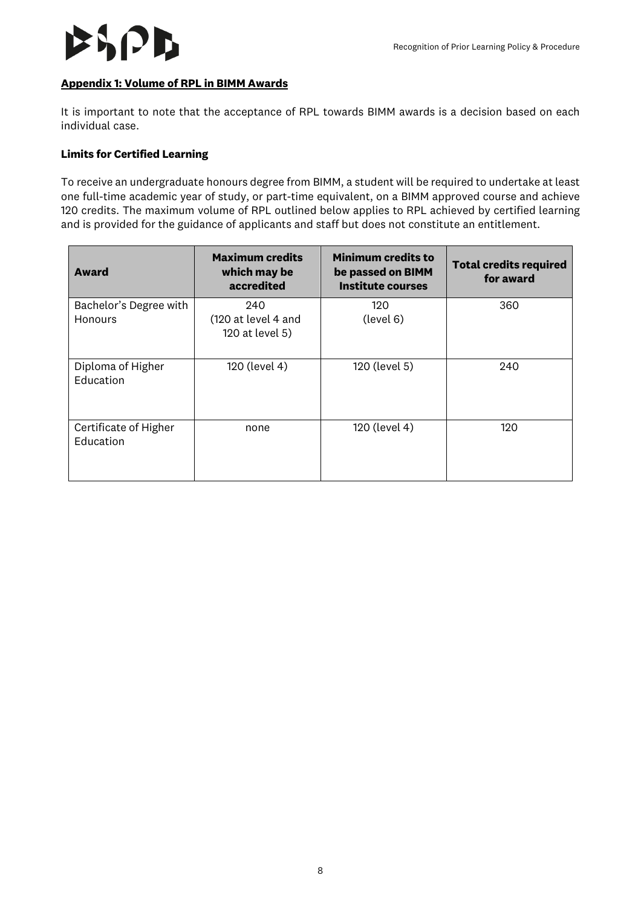## Appendix 1: Volume of RPL in BIMM Awards

It is important to note that the acceptance of RPL towards BIMM awards is a decision based on each individual case.

### Limits for Certified Learning

To receive an undergraduate honours degree from BIMM, a student will be required to undertake at least one full-time academic year of study, or part-time equivalent, on a BIMM approved course and achieve 120 credits. The maximum volume of RPL outlined below applies to RPL achieved by certified learning and is provided for the guidance of applicants and staff but does not constitute an entitlement.

| Award | Maximum credits which may be accredited | Minimum credits to be passed on BIMM Institute courses | Total credits required for award |
|---|---|---|---|
| Bachelor's Degree with Honours | 240 (120 at level 4 and 120 at level 5) | 120 (level 6) | 360 |
| Diploma of Higher Education | 120 (level 4) | 120 (level 5) | 240 |
| Certificate of Higher Education | none | 120 (level 4) | 120 |